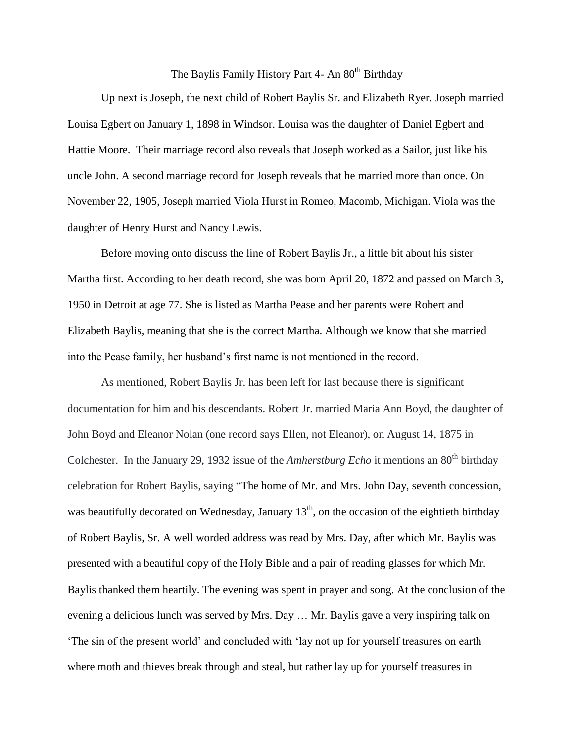# The Baylis Family History Part 4- An 80th Birthday

Up next is Joseph, the next child of Robert Baylis Sr. and Elizabeth Ryer. Joseph married Louisa Egbert on January 1, 1898 in Windsor. Louisa was the daughter of Daniel Egbert and Hattie Moore. Their marriage record also reveals that Joseph worked as a Sailor, just like his uncle John. A second marriage record for Joseph reveals that he married more than once. On November 22, 1905, Joseph married Viola Hurst in Romeo, Macomb, Michigan. Viola was the daughter of Henry Hurst and Nancy Lewis.

Before moving onto discuss the line of Robert Baylis Jr., a little bit about his sister Martha first. According to her death record, she was born April 20, 1872 and passed on March 3, 1950 in Detroit at age 77. She is listed as Martha Pease and her parents were Robert and Elizabeth Baylis, meaning that she is the correct Martha. Although we know that she married into the Pease family, her husband's first name is not mentioned in the record.

As mentioned, Robert Baylis Jr. has been left for last because there is significant documentation for him and his descendants. Robert Jr. married Maria Ann Boyd, the daughter of John Boyd and Eleanor Nolan (one record says Ellen, not Eleanor), on August 14, 1875 in Colchester. In the January 29, 1932 issue of the *Amherstburg Echo* it mentions an 80th birthday celebration for Robert Baylis, saying "The home of Mr. and Mrs. John Day, seventh concession, was beautifully decorated on Wednesday, January 13th, on the occasion of the eightieth birthday of Robert Baylis, Sr. A well worded address was read by Mrs. Day, after which Mr. Baylis was presented with a beautiful copy of the Holy Bible and a pair of reading glasses for which Mr. Baylis thanked them heartily. The evening was spent in prayer and song. At the conclusion of the evening a delicious lunch was served by Mrs. Day … Mr. Baylis gave a very inspiring talk on 'The sin of the present world' and concluded with 'lay not up for yourself treasures on earth where moth and thieves break through and steal, but rather lay up for yourself treasures in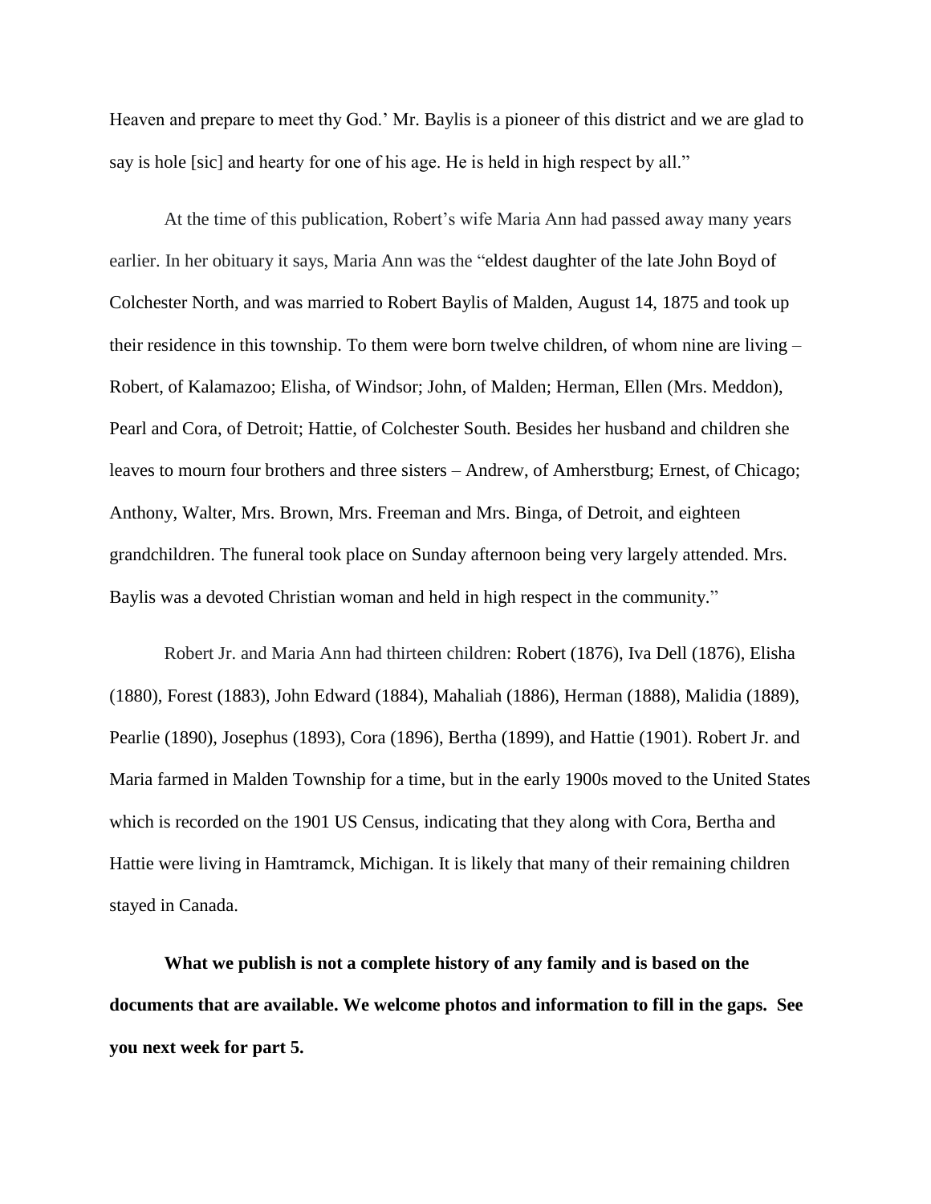Heaven and prepare to meet thy God.' Mr. Baylis is a pioneer of this district and we are glad to say is hole [sic] and hearty for one of his age. He is held in high respect by all."

At the time of this publication, Robert's wife Maria Ann had passed away many years earlier. In her obituary it says, Maria Ann was the "eldest daughter of the late John Boyd of Colchester North, and was married to Robert Baylis of Malden, August 14, 1875 and took up their residence in this township. To them were born twelve children, of whom nine are living – Robert, of Kalamazoo; Elisha, of Windsor; John, of Malden; Herman, Ellen (Mrs. Meddon), Pearl and Cora, of Detroit; Hattie, of Colchester South. Besides her husband and children she leaves to mourn four brothers and three sisters – Andrew, of Amherstburg; Ernest, of Chicago; Anthony, Walter, Mrs. Brown, Mrs. Freeman and Mrs. Binga, of Detroit, and eighteen grandchildren. The funeral took place on Sunday afternoon being very largely attended. Mrs. Baylis was a devoted Christian woman and held in high respect in the community."

Robert Jr. and Maria Ann had thirteen children: Robert (1876), Iva Dell (1876), Elisha (1880), Forest (1883), John Edward (1884), Mahaliah (1886), Herman (1888), Malidia (1889), Pearlie (1890), Josephus (1893), Cora (1896), Bertha (1899), and Hattie (1901). Robert Jr. and Maria farmed in Malden Township for a time, but in the early 1900s moved to the United States which is recorded on the 1901 US Census, indicating that they along with Cora, Bertha and Hattie were living in Hamtramck, Michigan. It is likely that many of their remaining children stayed in Canada.

**What we publish is not a complete history of any family and is based on the documents that are available. We welcome photos and information to fill in the gaps. See you next week for part 5.**